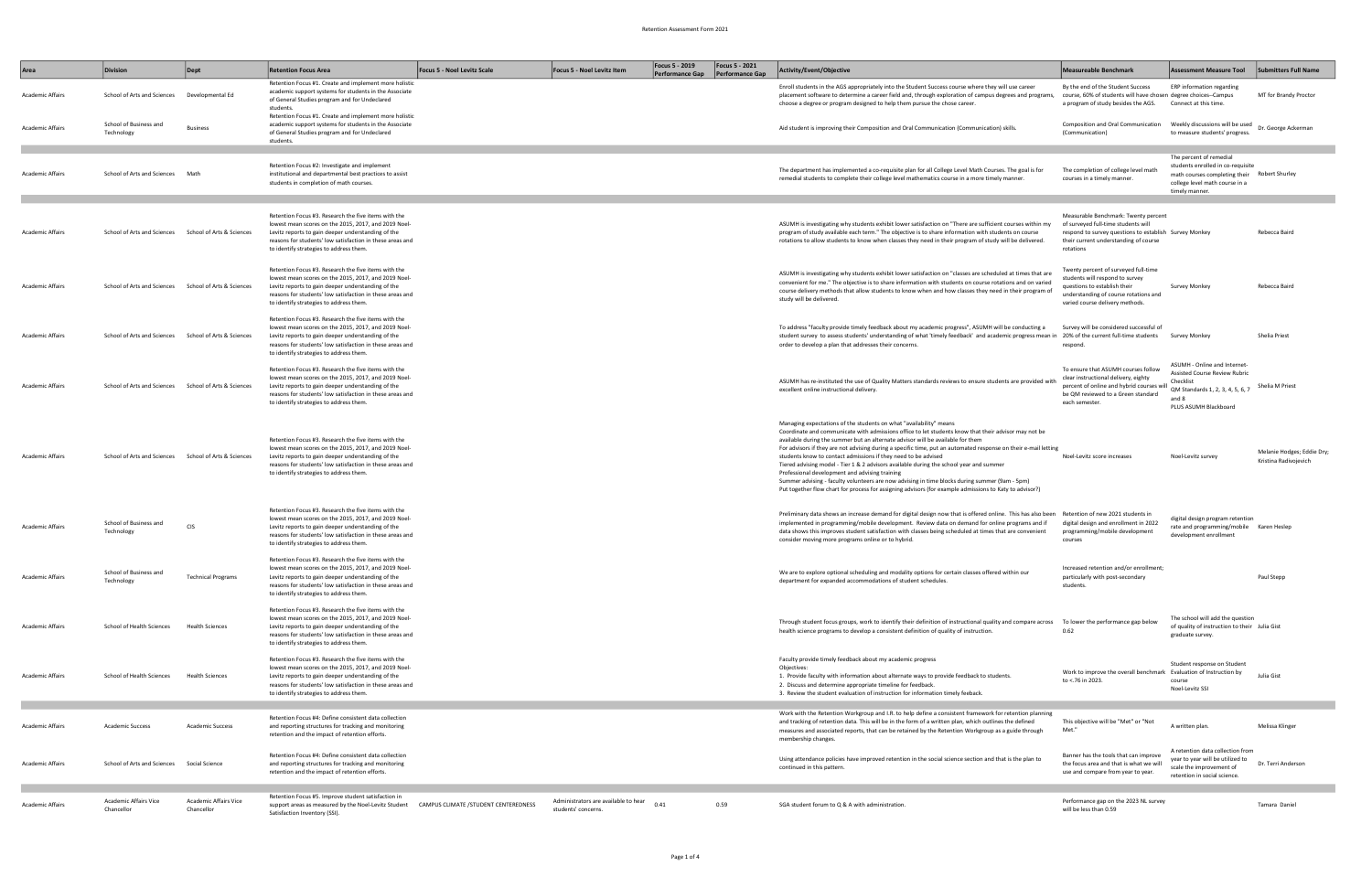# Retention Assessment Form 2021

| Area | Division | Dept | Retention Focus Area | Focus 5 - Noel Levitz Scale | Focus 5 - Noel Levitz Item | Focus 5 - 2019 Performance Gap | Focus 5 - 2021 Performance Gap | Activity/Event/Objective | Measureable Benchmark | Assessment Measure Tool | Submitters Full Name |
|---|---|---|---|---|---|---|---|---|---|---|---|
| Academic Affairs | School of Arts and Sciences | Developmental Ed | Retention Focus #1. Create and implement more holistic academic support systems for students in the Associate of General Studies program and for Undeclared students. | | | | | Enroll students in the AGS appropriately into the Student Success course where they will use career placement software to determine a career field and, through exploration of campus degrees and programs, choose a degree or program designed to help them pursue the chose career. | By the end of the Student Success course, 60% of students will have chosen a program of study besides the AGS. | ERP information regarding degree choices--Campus Connect at this time. | MT for Brandy Proctor |
| Academic Affairs | School of Business and Technology | Business | Retention Focus #1. Create and implement more holistic academic support systems for students in the Associate of General Studies program and for Undeclared students. | | | | | Aid student is improving their Composition and Oral Communication (Communication) skills. | Composition and Oral Communication (Communication) | Weekly discussions will be used to measure students' progress. | Dr. George Ackerman |
| Academic Affairs | School of Arts and Sciences | Math | Retention Focus #2: Investigate and implement institutional and departmental best practices to assist students in completion of math courses. | | | | | The department has implemented a co-requisite plan for all College Level Math Courses. The goal is for remedial students to complete their college level mathematics course in a more timely manner. | The completion of college level math courses in a timely manner. | The percent of remedial students enrolled in co-requisite math courses completing their college level math course in a timely manner. | Robert Shurley |
| Academic Affairs | School of Arts and Sciences | School of Arts & Sciences | Retention Focus #3. Research the five items with the lowest mean scores on the 2015, 2017, and 2019 Noel-Levitz reports to gain deeper understanding of the reasons for students' low satisfaction in these areas and to identify strategies to address them. | | | | | ASUMH is investigating why students exhibit lower satisfaction on "There are sufficient courses within my program of study available each term." The objective is to share information with students on course rotations to allow students to know when classes they need in their program of study will be delivered. | Measurable Benchmark: Twenty percent of surveyed full-time students will respond to survey questions to establish their current understanding of course rotations | Survey Monkey | Rebecca Baird |
| Academic Affairs | School of Arts and Sciences | School of Arts & Sciences | Retention Focus #3. Research the five items with the lowest mean scores on the 2015, 2017, and 2019 Noel-Levitz reports to gain deeper understanding of the reasons for students' low satisfaction in these areas and to identify strategies to address them. | | | | | ASUMH is investigating why students exhibit lower satisfaction on "classes are scheduled at times that are convenient for me." The objective is to share information with students on course rotations and on varied course delivery methods that allow students to know when and how classes they need in their program of study will be delivered. | Twenty percent of surveyed full-time students will respond to survey questions to establish their understanding of course rotations and varied course delivery methods. | Survey Monkey | Rebecca Baird |
| Academic Affairs | School of Arts and Sciences | School of Arts & Sciences | Retention Focus #3. Research the five items with the lowest mean scores on the 2015, 2017, and 2019 Noel-Levitz reports to gain deeper understanding of the reasons for students' low satisfaction in these areas and to identify strategies to address them. | | | | | To address "faculty provide timely feedback about my academic progress", ASUMH will be conducting a student survey to assess students' understanding of what 'timely feedback' and academic progress mean in order to develop a plan that addresses their concerns. | Survey will be considered successful of 20% of the current full-time students respond. | Survey Monkey | Shelia Priest |
| Academic Affairs | School of Arts and Sciences | School of Arts & Sciences | Retention Focus #3. Research the five items with the lowest mean scores on the 2015, 2017, and 2019 Noel-Levitz reports to gain deeper understanding of the reasons for students' low satisfaction in these areas and to identify strategies to address them. | | | | | ASUMH has re-instituted the use of Quality Matters standards reviews to ensure students are provided with excellent online instructional delivery. | To ensure that ASUMH courses follow clear instructional delivery, eighty percent of online and hybrid courses will be QM reviewed to a Green standard each semester. | ASUMH - Online and Internet-Assisted Course Review Rubric Checklist QM Standards 1, 2, 3, 4, 5, 6, 7 and 8 PLUS ASUMH Blackboard | Shelia M Priest |
| Academic Affairs | School of Arts and Sciences | School of Arts & Sciences | Retention Focus #3. Research the five items with the lowest mean scores on the 2015, 2017, and 2019 Noel-Levitz reports to gain deeper understanding of the reasons for students' low satisfaction in these areas and to identify strategies to address them. | | | | | Managing expectations of the students on what "availability" means<br>Coordinate and communicate with admissions office to let students know that their advisor may not be available during the summer but an alternate advisor will be available for them<br>For advisors if they are not advising during a specific time, put an automated response on their e-mail letting students know to contact admissions if they need to be advised<br>Tiered advising model - Tier 1 & 2 advisors available during the school year and summer<br>Professional development and advising training<br>Summer advising - faculty volunteers are now advising in time blocks during summer (9am - 5pm)<br>Put together flow chart for process for assigning advisors (for example admissions to Katy to advisor?) | Noel-Levitz score increases | Noel-Levitz survey | Melanie Hodges; Eddie Dry; Kristina Radivojevich |
| Academic Affairs | School of Business and Technology | CIS | Retention Focus #3. Research the five items with the lowest mean scores on the 2015, 2017, and 2019 Noel-Levitz reports to gain deeper understanding of the reasons for students' low satisfaction in these areas and to identify strategies to address them. | | | | | Preliminary data shows an increase demand for digital design now that is offered online. This has also been implemented in programming/mobile development. Review data on demand for online programs and if data shows this improves student satisfaction with classes being scheduled at times that are convenient consider moving more programs online or to hybrid. | Retention of new 2021 students in digital design and enrollment in 2022 programming/mobile development courses | digital design program retention rate and programming/mobile development enrollment | Karen Heslep |
| Academic Affairs | School of Business and Technology | Technical Programs | Retention Focus #3. Research the five items with the lowest mean scores on the 2015, 2017, and 2019 Noel-Levitz reports to gain deeper understanding of the reasons for students' low satisfaction in these areas and to identify strategies to address them. | | | | | We are to explore optional scheduling and modality options for certain classes offered within our department for expanded accommodations of student schedules. | Increased retention and/or enrollment; particularly with post-secondary students. | | Paul Stepp |
| Academic Affairs | School of Health Sciences | Health Sciences | Retention Focus #3. Research the five items with the lowest mean scores on the 2015, 2017, and 2019 Noel-Levitz reports to gain deeper understanding of the reasons for students' low satisfaction in these areas and to identify strategies to address them. | | | | | Through student focus groups, work to identify their definition of instructional quality and compare across health science programs to develop a consistent definition of quality of instruction. | To lower the performance gap below 0.62 | The school will add the question of quality of instruction to their graduate survey. | Julia Gist |
| Academic Affairs | School of Health Sciences | Health Sciences | Retention Focus #3. Research the five items with the lowest mean scores on the 2015, 2017, and 2019 Noel-Levitz reports to gain deeper understanding of the reasons for students' low satisfaction in these areas and to identify strategies to address them. | | | | | Faculty provide timely feedback about my academic progress<br>Objectives:<br>1. Provide faculty with information about alternate ways to provide feedback to students.<br>2. Discuss and determine appropriate timeline for feedback.<br>3. Review the student evaluation of instruction for information timely feeback. | Work to improve the overall benchmark to <.76 in 2023. | Student response on Student Evaluation of Instruction by course<br>Noel-Levitz SSI | Julia Gist |
| Academic Affairs | Academic Success | Academic Success | Retention Focus #4: Define consistent data collection and reporting structures for tracking and monitoring retention and the impact of retention efforts. | | | | | Work with the Retention Workgroup and I.R. to help define a consistent framework for retention planning and tracking of retention data. This will be in the form of a written plan, which outlines the defined measures and associated reports, that can be retained by the Retention Workgroup as a guide through membership changes. | This objective will be "Met" or "Not Met." | A written plan. | Melissa Klinger |
| Academic Affairs | School of Arts and Sciences | Social Science | Retention Focus #4: Define consistent data collection and reporting structures for tracking and monitoring retention and the impact of retention efforts. | | | | | Using attendance policies have improved retention in the social science section and that is the plan to continued in this pattern. | Banner has the tools that can improve the focus area and that is what we will use and compare from year to year. | A retention data collection from year to year will be utilized to scale the improvement of retention in social science. | Dr. Terri Anderson |
| Academic Affairs | Academic Affairs Vice Chancellor | Academic Affairs Vice Chancellor | Retention Focus #5. Improve student satisfaction in support areas as measured by the Noel-Levitz Student Satisfaction Inventory (SSI). | CAMPUS CLIMATE /STUDENT CENTEREDNESS | Administrators are available to hear students' concerns. | 0.41 | 0.59 | SGA student forum to Q & A with administration. | Performance gap on the 2023 NL survey will be less than 0.59 | | Tamara Daniel |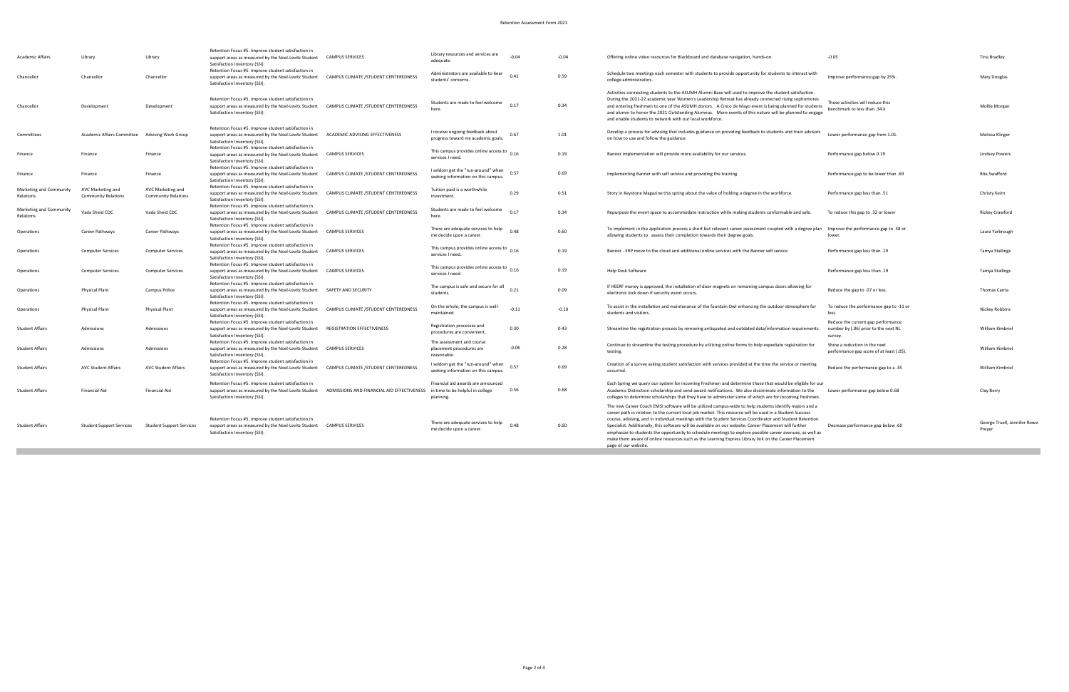| | | | | | | | | | | |
|---|---|---|---|---|---|---|---|---|---|---|
| Academic Affairs | Library | Library | Retention Focus #5. Improve student satisfaction in support areas as measured by the Noel-Levitz Student Satisfaction Inventory (SSI). | CAMPUS SERVICES | Library resources and services are adequate. | -0.04 | -0.04 | Offering online video resources for Blackboard and database navigation, hands-on. | -0.05 | Tina Bradley |
| Chancellor | Chancellor | Chancellor | Retention Focus #5. Improve student satisfaction in support areas as measured by the Noel-Levitz Student Satisfaction Inventory (SSI). | CAMPUS CLIMATE /STUDENT CENTEREDNESS | Administrators are available to hear students' concerns. | 0.41 | 0.59 | Schedule two meetings each semester with students to provide opportunity for students to interact with college administrators. | Improve performance gap by 25%. | Mary Douglas |
| Chancellor | Development | Development | Retention Focus #5. Improve student satisfaction in support areas as measured by the Noel-Levitz Student Satisfaction Inventory (SSI). | CAMPUS CLIMATE /STUDENT CENTEREDNESS | Students are made to feel welcome here. | 0.17 | 0.34 | Activities connecting students to the ASUMH Alumni Base will used to improve the student satisfaction. During the 2021-22 academic year Women's Leadership Retreat has already connected rising sophomores and entering freshmen to one of the ASUMH donors. A Cinco de Mayo event is being planned for students and alumni to honor the 2021 Outstanding Alumnus. More events of this nature will be planned to engage and enable students to network with our local workforce. | These activities will reduce this benchmark to less than .34.k | Mollie Morgan |
| Committees | Academic Affairs Committee | Advising Work Group | Retention Focus #5. Improve student satisfaction in support areas as measured by the Noel-Levitz Student Satisfaction Inventory (SSI). | ACADEMIC ADVISING EFFECTIVENESS | I receive ongoing feedback about progress toward my academic goals. | 0.67 | 1.01 | Develop a process for advising that includes guidance on providing feedback to students and train advisors on how to use and follow the guidance. | Lower performance gap from 1.01. | Melissa Klinger |
| Finance | Finance | Finance | Retention Focus #5. Improve student satisfaction in support areas as measured by the Noel-Levitz Student Satisfaction Inventory (SSI). | CAMPUS SERVICES | This campus provides online access to services I need. | 0.16 | 0.19 | Banner implementation will provide more availability for our services. | Performance gap below 0.19 | Lindsey Powers |
| Finance | Finance | Finance | Retention Focus #5. Improve student satisfaction in support areas as measured by the Noel-Levitz Student Satisfaction Inventory (SSI). | CAMPUS CLIMATE /STUDENT CENTEREDNESS | I seldom get the "run-around" when seeking information on this campus. | 0.57 | 0.69 | Implementing Banner with self service and providing the training. | Performance gap to be lower than .69 | Rita Swafford |
| Marketing and Community Relations | AVC Marketing and Community Relations | AVC Marketing and Community Relations | Retention Focus #5. Improve student satisfaction in support areas as measured by the Noel-Levitz Student Satisfaction Inventory (SSI). | CAMPUS CLIMATE /STUDENT CENTEREDNESS | Tuition paid is a worthwhile investment. | 0.29 | 0.51 | Story in Keystone Magazine this spring about the value of holding a degree in the workforce. | Performance gap less than .51 | Christy Keirn |
| Marketing and Community Relations | Vada Sheid CDC | Vada Sheid CDC | Retention Focus #5. Improve student satisfaction in support areas as measured by the Noel-Levitz Student Satisfaction Inventory (SSI). | CAMPUS CLIMATE /STUDENT CENTEREDNESS | Students are made to feel welcome here. | 0.17 | 0.34 | Repurpose the event space to accommodate instruction while making students conformable and safe. | To reduce this gap to .32 or lower | Rickey Crawford |
| Operations | Career Pathways | Career Pathways | Retention Focus #5. Improve student satisfaction in support areas as measured by the Noel-Levitz Student Satisfaction Inventory (SSI). | CAMPUS SERVICES | There are adequate services to help me decide upon a career. | 0.48 | 0.60 | To implement in the application process a short but relevant career assessment coupled with a degree plan allowing students to assess their completion towards their degree goals. | Improve the performance gap to .58 or lower. | Laura Yarbrough |
| Operations | Computer Services | Computer Services | Retention Focus #5. Improve student satisfaction in support areas as measured by the Noel-Levitz Student Satisfaction Inventory (SSI). | CAMPUS SERVICES | This campus provides online access to services I need. | 0.16 | 0.19 | Banner - ERP move to the cloud and additional online services with the Banner self service | Performance gap less than .19 | Tamya Stallings |
| Operations | Computer Services | Computer Services | Retention Focus #5. Improve student satisfaction in support areas as measured by the Noel-Levitz Student Satisfaction Inventory (SSI). | CAMPUS SERVICES | This campus provides online access to services I need. | 0.16 | 0.19 | Help Desk Software | Performance gap less than .19 | Tamya Stallings |
| Operations | Physical Plant | Campus Police | Retention Focus #5. Improve student satisfaction in support areas as measured by the Noel-Levitz Student Satisfaction Inventory (SSI). | SAFETY AND SECURITY | The campus is safe and secure for all students. | 0.21 | 0.09 | If HEERF money is approved, the installation of door magnets on remaining campus doors allowing for electronic lock down if security event occurs. | Reduce the gap to .07 or less. | Thomas Canta |
| Operations | Physical Plant | Physical Plant | Retention Focus #5. Improve student satisfaction in support areas as measured by the Noel-Levitz Student Satisfaction Inventory (SSI). | CAMPUS CLIMATE /STUDENT CENTEREDNESS | On the whole, the campus is well-maintained | -0.11 | -0.10 | To assist in the installation and maintenance of the fountain Owl enhancing the outdoor atmosphere for students and visitors. | To reduce the performance gap to -11 or less. | Nickey Robbins |
| Student Affairs | Admissions | Admissions | Retention Focus #5. Improve student satisfaction in support areas as measured by the Noel-Levitz Student Satisfaction Inventory (SSI). | REGISTRATION EFFECTIVENESS | Registration processes and procedures are convenient. | 0.30 | 0.43 | Streamline the registration process by removing antiquated and outdated data/information requirements. | Reduce the current gap performance number by (.06) prior to the next NL survey. | William Kimbriel |
| Student Affairs | Admissions | Admissions | Retention Focus #5. Improve student satisfaction in support areas as measured by the Noel-Levitz Student Satisfaction Inventory (SSI). | CAMPUS SERVICES | The assessment and course placement procedures are reasonable. | -0.06 | 0.28 | Continue to streamline the testing procedure by utilizing online forms to help expediate registration for testing. | Show a reduction in the next performance gap score of at least (.05). | William Kimbriel |
| Student Affairs | AVC Student Affairs | AVC Student Affairs | Retention Focus #5. Improve student satisfaction in support areas as measured by the Noel-Levitz Student Satisfaction Inventory (SSI). | CAMPUS CLIMATE /STUDENT CENTEREDNESS | I seldom get the "run-around" when seeking information on this campus. | 0.57 | 0.69 | Creation of a survey asking student satisfaction with services provided at the time the service or meeting occurred. | Reduce the performance gap to a .35 | William Kimbriel |
| Student Affairs | Financial Aid | Financial Aid | Retention Focus #5. Improve student satisfaction in support areas as measured by the Noel-Levitz Student Satisfaction Inventory (SSI). | ADMISSIONS AND FINANCIAL AID EFFECTIVENESS | Financial aid awards are announced in time to be helpful in college planning. | 0.56 | 0.68 | Each Spring we query our system for incoming Freshmen and determine those that would be eligible for our Academic Distinction scholarship and send award notifications. We also disciminate information to the colleges to determine scholarships that they have to administer some of which are for incoming freshmen. | Lower performance gap below 0.68 | Clay Berry |
| Student Affairs | Student Support Services | Student Support Services | Retention Focus #5. Improve student satisfaction in support areas as measured by the Noel-Levitz Student Satisfaction Inventory (SSI). | CAMPUS SERVICES | There are adequate services to help me decide upon a career. | 0.48 | 0.60 | The new Career Coach EMSI software will be utilized campus-wide to help students identify majors and a career path in relation to the current local job market. This resource will be used in a Student Success course, advising, and in individual meetings with the Student Services Coordinator and Student Retention Specialist. Additionally, this software will be available on our website. Career Placement will further emphasize to students the opportunity to schedule meetings to explore possible career avenues, as well as make them aware of online resources such as the Learning Express Library link on the Career Placement page of our website. | Decrease performance gap below .60 | George Truell, Jennifer Rowe-Preyer |